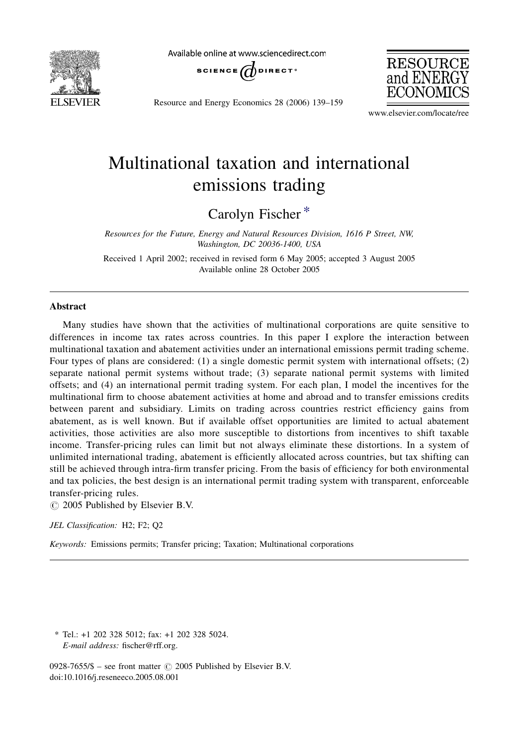# Multinational taxation and international emissions trading

Carolyn Fischer *

*Resources for the Future, Energy and Natural Resources Division, 1616 P Street, NW, Washington, DC 20036-1400, USA*

Received 1 April 2002; received in revised form 6 May 2005; accepted 3 August 2005
Available online 28 October 2005

---

## Abstract

Many studies have shown that the activities of multinational corporations are quite sensitive to differences in income tax rates across countries. In this paper I explore the interaction between multinational taxation and abatement activities under an international emissions permit trading scheme. Four types of plans are considered: (1) a single domestic permit system with international offsets; (2) separate national permit systems without trade; (3) separate national permit systems with limited offsets; and (4) an international permit trading system. For each plan, I model the incentives for the multinational firm to choose abatement activities at home and abroad and to transfer emissions credits between parent and subsidiary. Limits on trading across countries restrict efficiency gains from abatement, as is well known. But if available offset opportunities are limited to actual abatement activities, those activities are also more susceptible to distortions from incentives to shift taxable income. Transfer-pricing rules can limit but not always eliminate these distortions. In a system of unlimited international trading, abatement is efficiently allocated across countries, but tax shifting can still be achieved through intra-firm transfer pricing. From the basis of efficiency for both environmental and tax policies, the best design is an international permit trading system with transparent, enforceable transfer-pricing rules.

© 2005 Published by Elsevier B.V.

*JEL Classification:* H2; F2; Q2

*Keywords:* Emissions permits; Transfer pricing; Taxation; Multinational corporations

---

* Tel.: +1 202 328 5012; fax: +1 202 328 5024.
*E-mail address:* fischer@rff.org.

0928-7655/$ – see front matter © 2005 Published by Elsevier B.V.
doi:10.1016/j.reseneeco.2005.08.001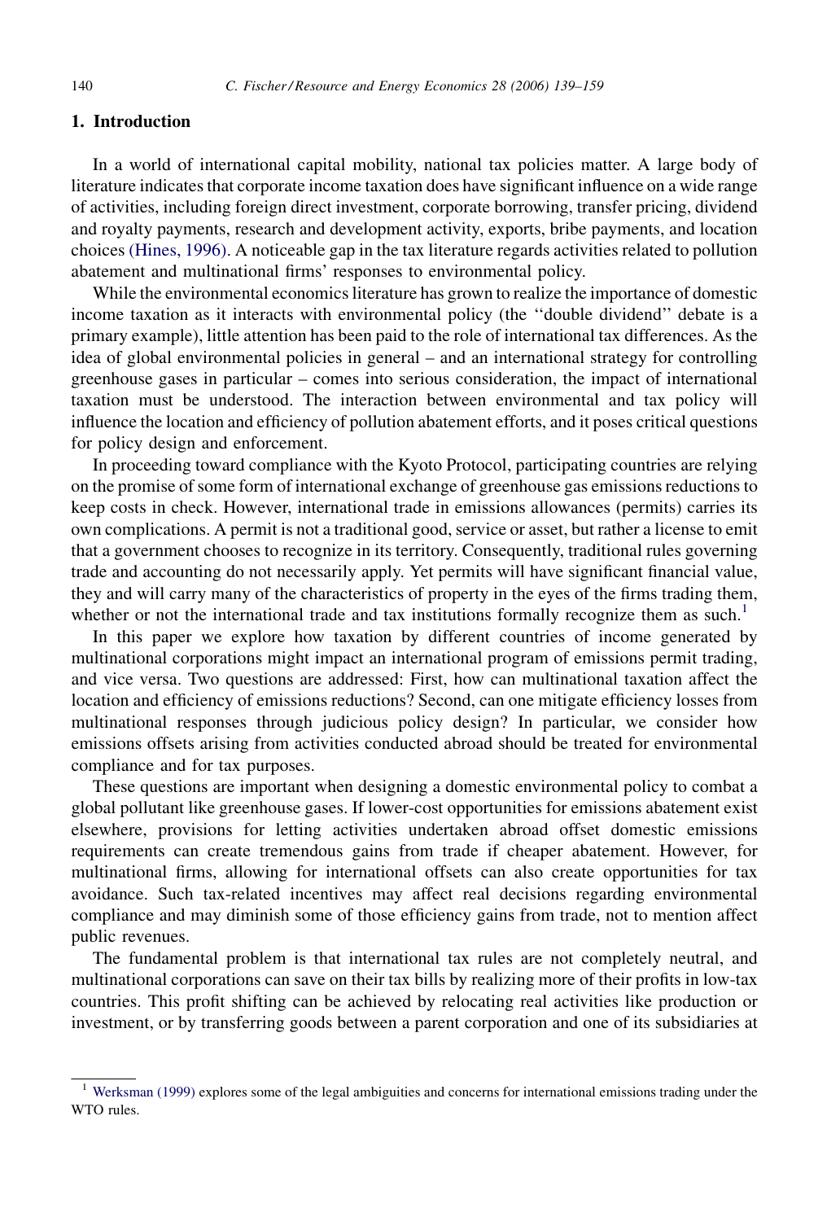## 1. Introduction

In a world of international capital mobility, national tax policies matter. A large body of literature indicates that corporate income taxation does have significant influence on a wide range of activities, including foreign direct investment, corporate borrowing, transfer pricing, dividend and royalty payments, research and development activity, exports, bribe payments, and location choices (Hines, 1996). A noticeable gap in the tax literature regards activities related to pollution abatement and multinational firms' responses to environmental policy.

While the environmental economics literature has grown to realize the importance of domestic income taxation as it interacts with environmental policy (the "double dividend" debate is a primary example), little attention has been paid to the role of international tax differences. As the idea of global environmental policies in general – and an international strategy for controlling greenhouse gases in particular – comes into serious consideration, the impact of international taxation must be understood. The interaction between environmental and tax policy will influence the location and efficiency of pollution abatement efforts, and it poses critical questions for policy design and enforcement.

In proceeding toward compliance with the Kyoto Protocol, participating countries are relying on the promise of some form of international exchange of greenhouse gas emissions reductions to keep costs in check. However, international trade in emissions allowances (permits) carries its own complications. A permit is not a traditional good, service or asset, but rather a license to emit that a government chooses to recognize in its territory. Consequently, traditional rules governing trade and accounting do not necessarily apply. Yet permits will have significant financial value, they and will carry many of the characteristics of property in the eyes of the firms trading them, whether or not the international trade and tax institutions formally recognize them as such.[1]

In this paper we explore how taxation by different countries of income generated by multinational corporations might impact an international program of emissions permit trading, and vice versa. Two questions are addressed: First, how can multinational taxation affect the location and efficiency of emissions reductions? Second, can one mitigate efficiency losses from multinational responses through judicious policy design? In particular, we consider how emissions offsets arising from activities conducted abroad should be treated for environmental compliance and for tax purposes.

These questions are important when designing a domestic environmental policy to combat a global pollutant like greenhouse gases. If lower-cost opportunities for emissions abatement exist elsewhere, provisions for letting activities undertaken abroad offset domestic emissions requirements can create tremendous gains from trade if cheaper abatement. However, for multinational firms, allowing for international offsets can also create opportunities for tax avoidance. Such tax-related incentives may affect real decisions regarding environmental compliance and may diminish some of those efficiency gains from trade, not to mention affect public revenues.

The fundamental problem is that international tax rules are not completely neutral, and multinational corporations can save on their tax bills by realizing more of their profits in low-tax countries. This profit shifting can be achieved by relocating real activities like production or investment, or by transferring goods between a parent corporation and one of its subsidiaries at

[1] Werksman (1999) explores some of the legal ambiguities and concerns for international emissions trading under the WTO rules.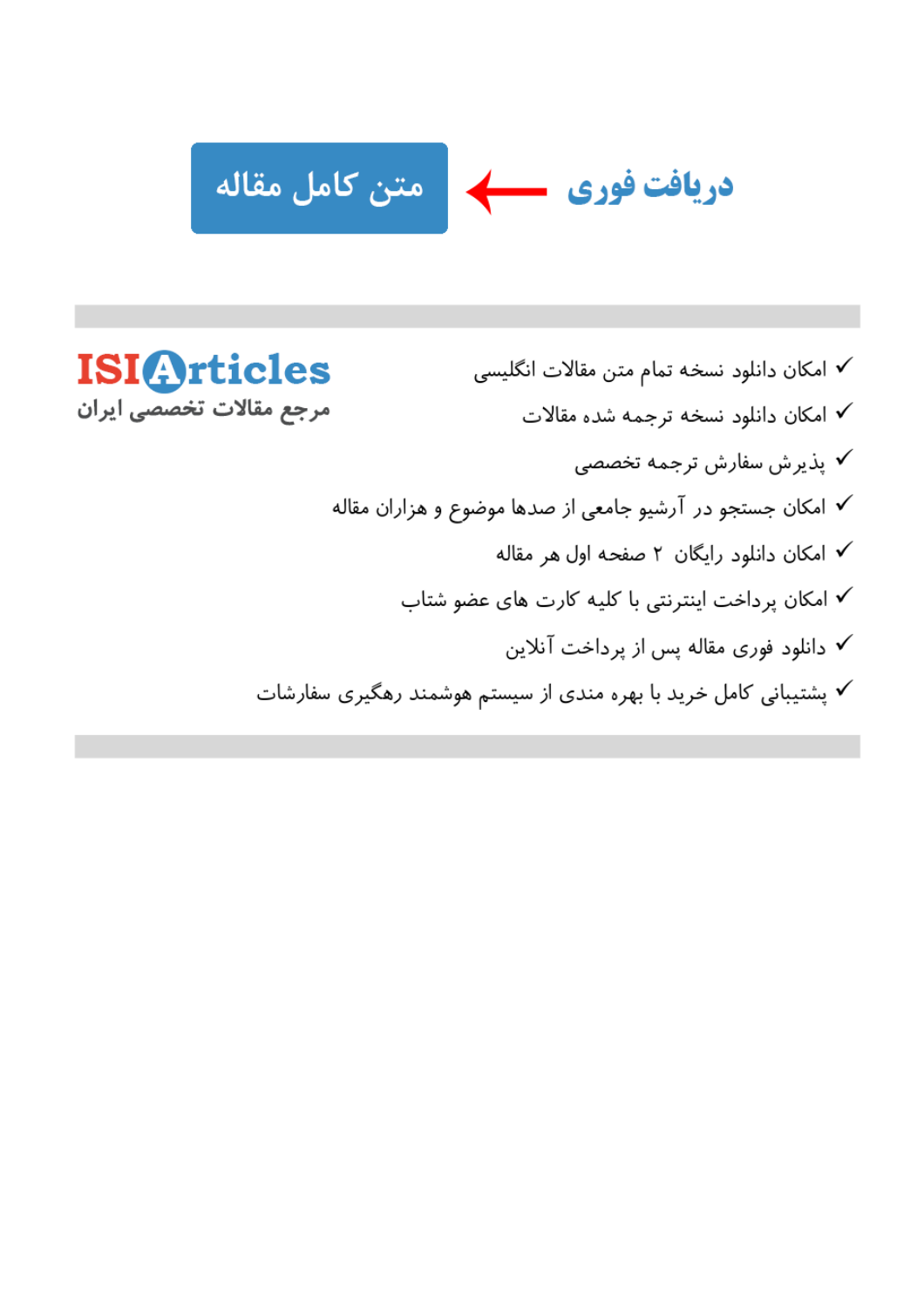دریافت فوری ← متن کامل مقاله

**ISIArticles**

مرجع مقالات تخصصی ایران

- ✓ امکان دانلود نسخه تمام متن مقالات انگلیسی
- ✓ امکان دانلود نسخه ترجمه شده مقالات
- ✓ پذیرش سفارش ترجمه تخصصی
- ✓ امکان جستجو در آرشیو جامعی از صدها موضوع و هزاران مقاله
- ✓ امکان دانلود رایگان ۲ صفحه اول هر مقاله
- ✓ امکان پرداخت اینترنتی با کلیه کارت های عضو شتاب
- ✓ دانلود فوری مقاله پس از پرداخت آنلاین
- ✓ پشتیبانی کامل خرید با بهره مندی از سیستم هوشمند رهگیری سفارشات